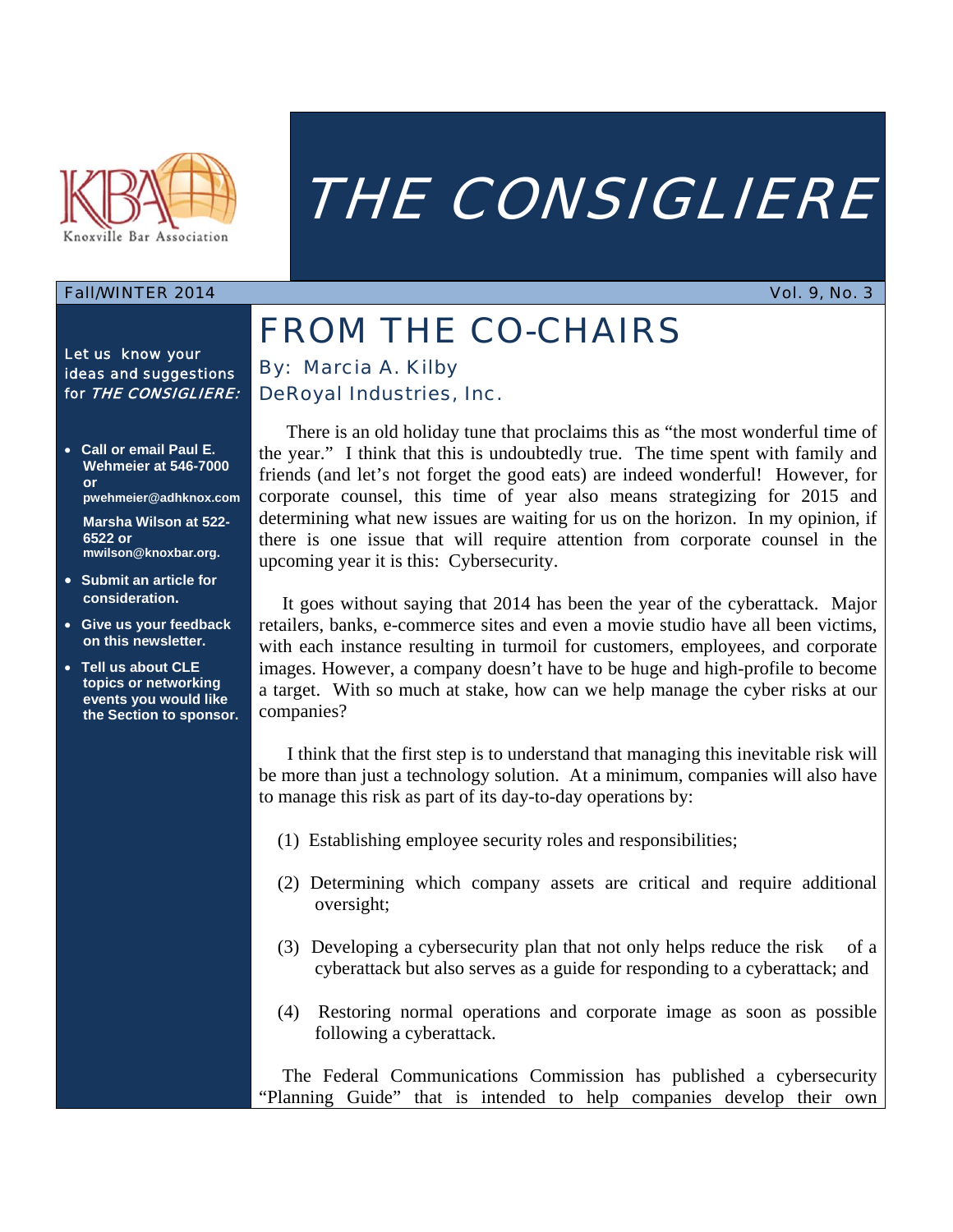Knoxville Bar Association

# THE CONSIGLIERE

Fall/WINTER 2014 — Vol. 9, No. 3

Let us know your ideas and suggestions for *THE CONSIGLIERE:*

- **Call or email Paul E. Wehmeier at 546-7000 or pwehmeier@adhknox.com**

  **Marsha Wilson at 522-6522 or mwilson@knoxbar.org.**
- **Submit an article for consideration.**
- **Give us your feedback on this newsletter.**
- **Tell us about CLE topics or networking events you would like the Section to sponsor.**

## FROM THE CO-CHAIRS

### By: Marcia A. Kilby
### DeRoyal Industries, Inc.

There is an old holiday tune that proclaims this as "the most wonderful time of the year." I think that this is undoubtedly true. The time spent with family and friends (and let's not forget the good eats) are indeed wonderful! However, for corporate counsel, this time of year also means strategizing for 2015 and determining what new issues are waiting for us on the horizon. In my opinion, if there is one issue that will require attention from corporate counsel in the upcoming year it is this: Cybersecurity.

It goes without saying that 2014 has been the year of the cyberattack. Major retailers, banks, e-commerce sites and even a movie studio have all been victims, with each instance resulting in turmoil for customers, employees, and corporate images. However, a company doesn't have to be huge and high-profile to become a target. With so much at stake, how can we help manage the cyber risks at our companies?

I think that the first step is to understand that managing this inevitable risk will be more than just a technology solution. At a minimum, companies will also have to manage this risk as part of its day-to-day operations by:

(1) Establishing employee security roles and responsibilities;

(2) Determining which company assets are critical and require additional oversight;

(3) Developing a cybersecurity plan that not only helps reduce the risk of a cyberattack but also serves as a guide for responding to a cyberattack; and

(4) Restoring normal operations and corporate image as soon as possible following a cyberattack.

The Federal Communications Commission has published a cybersecurity "Planning Guide" that is intended to help companies develop their own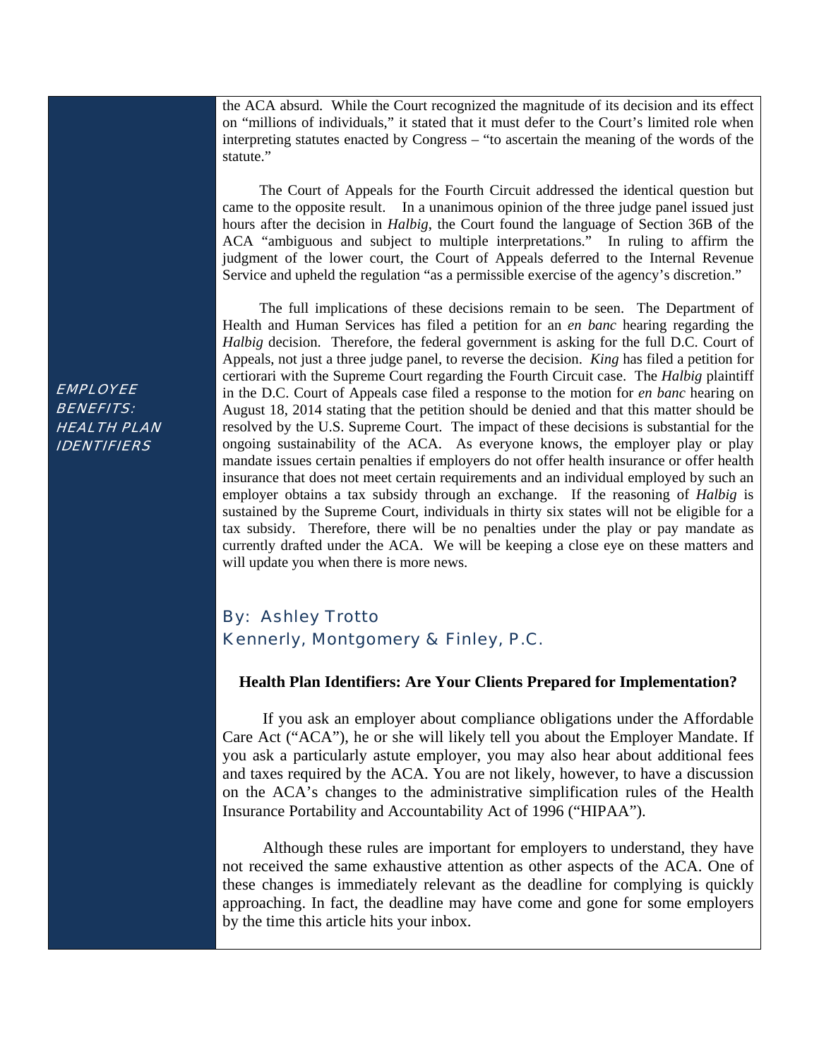the ACA absurd. While the Court recognized the magnitude of its decision and its effect on "millions of individuals," it stated that it must defer to the Court's limited role when interpreting statutes enacted by Congress – "to ascertain the meaning of the words of the statute."

The Court of Appeals for the Fourth Circuit addressed the identical question but came to the opposite result. In a unanimous opinion of the three judge panel issued just hours after the decision in *Halbig*, the Court found the language of Section 36B of the ACA "ambiguous and subject to multiple interpretations." In ruling to affirm the judgment of the lower court, the Court of Appeals deferred to the Internal Revenue Service and upheld the regulation "as a permissible exercise of the agency's discretion."

The full implications of these decisions remain to be seen. The Department of Health and Human Services has filed a petition for an *en banc* hearing regarding the *Halbig* decision. Therefore, the federal government is asking for the full D.C. Court of Appeals, not just a three judge panel, to reverse the decision. *King* has filed a petition for certiorari with the Supreme Court regarding the Fourth Circuit case. The *Halbig* plaintiff in the D.C. Court of Appeals case filed a response to the motion for *en banc* hearing on August 18, 2014 stating that the petition should be denied and that this matter should be resolved by the U.S. Supreme Court. The impact of these decisions is substantial for the ongoing sustainability of the ACA. As everyone knows, the employer play or play mandate issues certain penalties if employers do not offer health insurance or offer health insurance that does not meet certain requirements and an individual employed by such an employer obtains a tax subsidy through an exchange. If the reasoning of *Halbig* is sustained by the Supreme Court, individuals in thirty six states will not be eligible for a tax subsidy. Therefore, there will be no penalties under the play or pay mandate as currently drafted under the ACA. We will be keeping a close eye on these matters and will update you when there is more news.

*EMPLOYEE BENEFITS: HEALTH PLAN IDENTIFIERS*

By: Ashley Trotto
Kennerly, Montgomery & Finley, P.C.

## Health Plan Identifiers: Are Your Clients Prepared for Implementation?

If you ask an employer about compliance obligations under the Affordable Care Act ("ACA"), he or she will likely tell you about the Employer Mandate. If you ask a particularly astute employer, you may also hear about additional fees and taxes required by the ACA. You are not likely, however, to have a discussion on the ACA's changes to the administrative simplification rules of the Health Insurance Portability and Accountability Act of 1996 ("HIPAA").

Although these rules are important for employers to understand, they have not received the same exhaustive attention as other aspects of the ACA. One of these changes is immediately relevant as the deadline for complying is quickly approaching. In fact, the deadline may have come and gone for some employers by the time this article hits your inbox.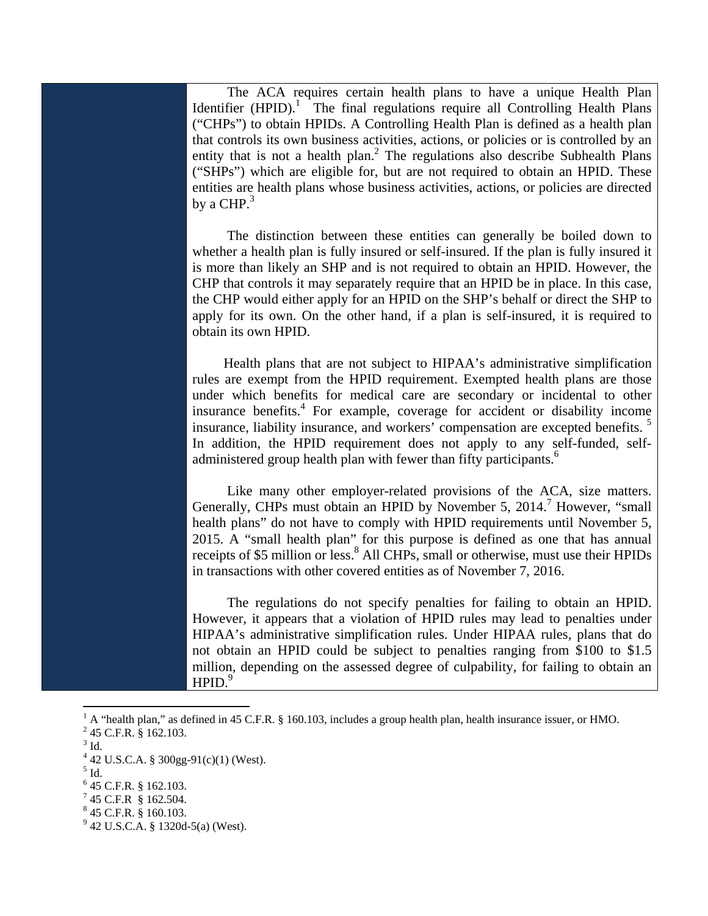The ACA requires certain health plans to have a unique Health Plan Identifier (HPID).[1] The final regulations require all Controlling Health Plans ("CHPs") to obtain HPIDs. A Controlling Health Plan is defined as a health plan that controls its own business activities, actions, or policies or is controlled by an entity that is not a health plan.[2] The regulations also describe Subhealth Plans ("SHPs") which are eligible for, but are not required to obtain an HPID. These entities are health plans whose business activities, actions, or policies are directed by a CHP.[3]

The distinction between these entities can generally be boiled down to whether a health plan is fully insured or self-insured. If the plan is fully insured it is more than likely an SHP and is not required to obtain an HPID. However, the CHP that controls it may separately require that an HPID be in place. In this case, the CHP would either apply for an HPID on the SHP's behalf or direct the SHP to apply for its own. On the other hand, if a plan is self-insured, it is required to obtain its own HPID.

Health plans that are not subject to HIPAA's administrative simplification rules are exempt from the HPID requirement. Exempted health plans are those under which benefits for medical care are secondary or incidental to other insurance benefits.[4] For example, coverage for accident or disability income insurance, liability insurance, and workers' compensation are excepted benefits.[5] In addition, the HPID requirement does not apply to any self-funded, self-administered group health plan with fewer than fifty participants.[6]

Like many other employer-related provisions of the ACA, size matters. Generally, CHPs must obtain an HPID by November 5, 2014.[7] However, "small health plans" do not have to comply with HPID requirements until November 5, 2015. A "small health plan" for this purpose is defined as one that has annual receipts of $5 million or less.[8] All CHPs, small or otherwise, must use their HPIDs in transactions with other covered entities as of November 7, 2016.

The regulations do not specify penalties for failing to obtain an HPID. However, it appears that a violation of HPID rules may lead to penalties under HIPAA's administrative simplification rules. Under HIPAA rules, plans that do not obtain an HPID could be subject to penalties ranging from $100 to $1.5 million, depending on the assessed degree of culpability, for failing to obtain an HPID.[9]

---

[1] A "health plan," as defined in 45 C.F.R. § 160.103, includes a group health plan, health insurance issuer, or HMO.
[2] 45 C.F.R. § 162.103.
[3] Id.
[4] 42 U.S.C.A. § 300gg-91(c)(1) (West).
[5] Id.
[6] 45 C.F.R. § 162.103.
[7] 45 C.F.R § 162.504.
[8] 45 C.F.R. § 160.103.
[9] 42 U.S.C.A. § 1320d-5(a) (West).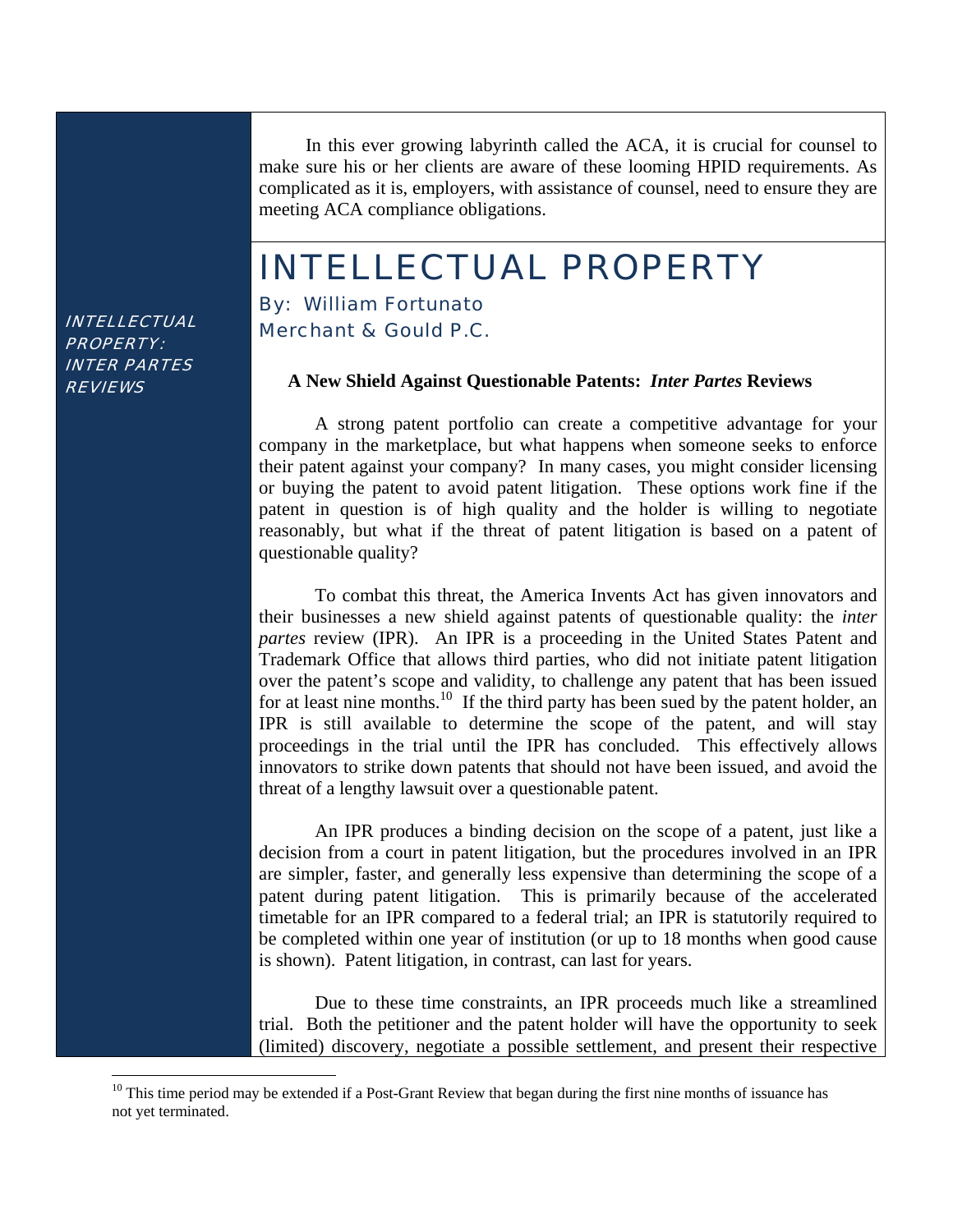In this ever growing labyrinth called the ACA, it is crucial for counsel to make sure his or her clients are aware of these looming HPID requirements. As complicated as it is, employers, with assistance of counsel, need to ensure they are meeting ACA compliance obligations.

# INTELLECTUAL PROPERTY

By: William Fortunato
Merchant & Gould P.C.

INTELLECTUAL PROPERTY: INTER PARTES REVIEWS

**A New Shield Against Questionable Patents: *Inter Partes* Reviews**

A strong patent portfolio can create a competitive advantage for your company in the marketplace, but what happens when someone seeks to enforce their patent against your company? In many cases, you might consider licensing or buying the patent to avoid patent litigation. These options work fine if the patent in question is of high quality and the holder is willing to negotiate reasonably, but what if the threat of patent litigation is based on a patent of questionable quality?

To combat this threat, the America Invents Act has given innovators and their businesses a new shield against patents of questionable quality: the *inter partes* review (IPR). An IPR is a proceeding in the United States Patent and Trademark Office that allows third parties, who did not initiate patent litigation over the patent's scope and validity, to challenge any patent that has been issued for at least nine months.[10] If the third party has been sued by the patent holder, an IPR is still available to determine the scope of the patent, and will stay proceedings in the trial until the IPR has concluded. This effectively allows innovators to strike down patents that should not have been issued, and avoid the threat of a lengthy lawsuit over a questionable patent.

An IPR produces a binding decision on the scope of a patent, just like a decision from a court in patent litigation, but the procedures involved in an IPR are simpler, faster, and generally less expensive than determining the scope of a patent during patent litigation. This is primarily because of the accelerated timetable for an IPR compared to a federal trial; an IPR is statutorily required to be completed within one year of institution (or up to 18 months when good cause is shown). Patent litigation, in contrast, can last for years.

Due to these time constraints, an IPR proceeds much like a streamlined trial. Both the petitioner and the patent holder will have the opportunity to seek (limited) discovery, negotiate a possible settlement, and present their respective

[10] This time period may be extended if a Post-Grant Review that began during the first nine months of issuance has not yet terminated.